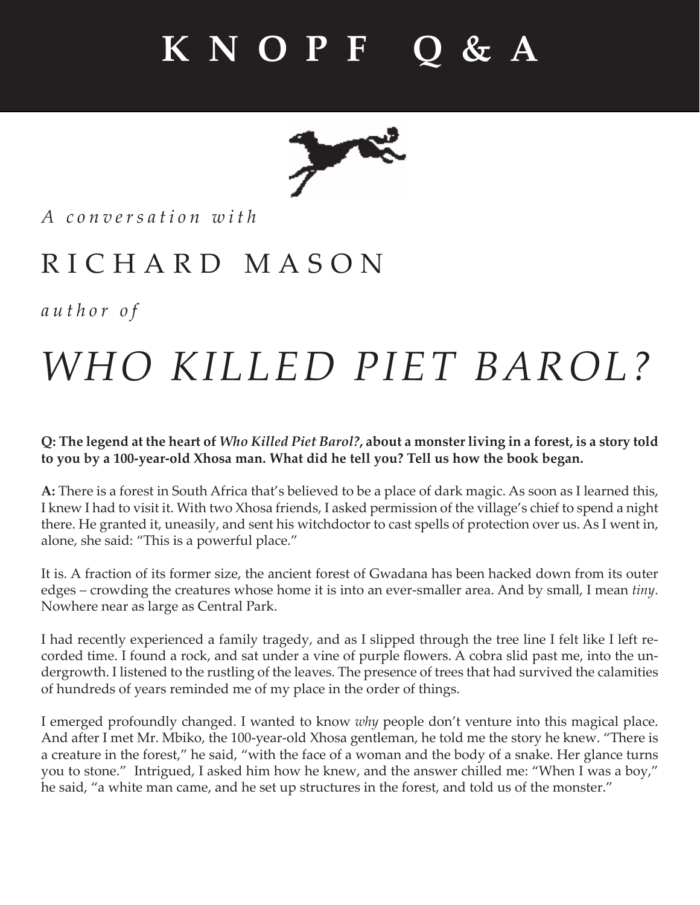# KNOPF Q & A

*A conversation with*

## RICHARD MASON

*author of*

# *WHO KILLED PIET BAROL?*

**Q: The legend at the heart of *Who Killed Piet Barol?*, about a monster living in a forest, is a story told to you by a 100-year-old Xhosa man. What did he tell you? Tell us how the book began.**

**A:** There is a forest in South Africa that's believed to be a place of dark magic. As soon as I learned this, I knew I had to visit it. With two Xhosa friends, I asked permission of the village's chief to spend a night there. He granted it, uneasily, and sent his witchdoctor to cast spells of protection over us. As I went in, alone, she said: "This is a powerful place."

It is. A fraction of its former size, the ancient forest of Gwadana has been hacked down from its outer edges – crowding the creatures whose home it is into an ever-smaller area. And by small, I mean *tiny*. Nowhere near as large as Central Park.

I had recently experienced a family tragedy, and as I slipped through the tree line I felt like I left recorded time. I found a rock, and sat under a vine of purple flowers. A cobra slid past me, into the undergrowth. I listened to the rustling of the leaves. The presence of trees that had survived the calamities of hundreds of years reminded me of my place in the order of things.

I emerged profoundly changed. I wanted to know *why* people don't venture into this magical place. And after I met Mr. Mbiko, the 100-year-old Xhosa gentleman, he told me the story he knew. "There is a creature in the forest," he said, "with the face of a woman and the body of a snake. Her glance turns you to stone." Intrigued, I asked him how he knew, and the answer chilled me: "When I was a boy," he said, "a white man came, and he set up structures in the forest, and told us of the monster."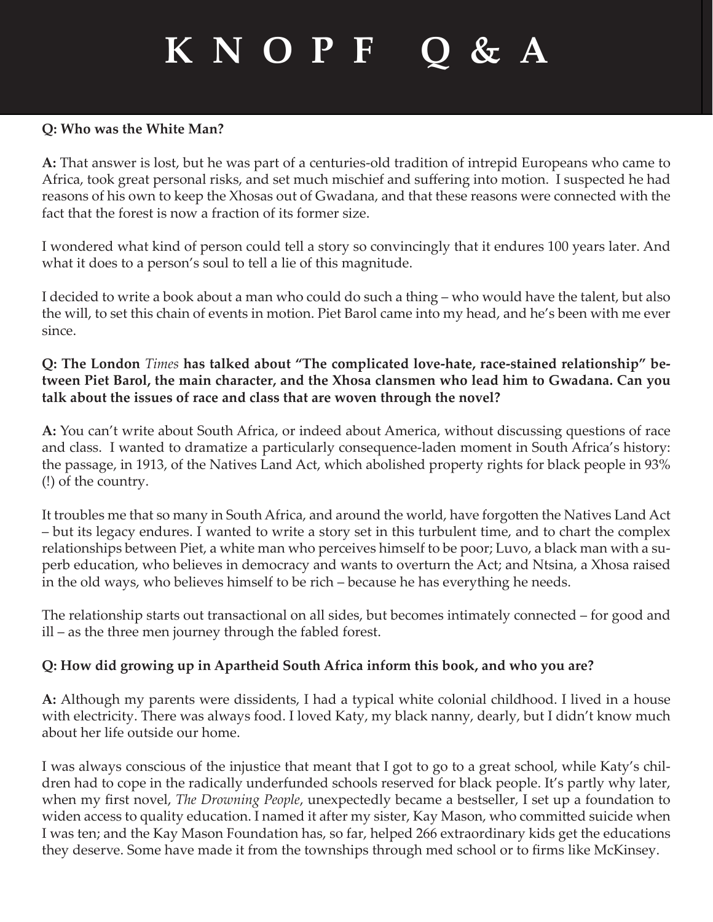# KNOPF Q & A

**Q: Who was the White Man?**

**A:** That answer is lost, but he was part of a centuries-old tradition of intrepid Europeans who came to Africa, took great personal risks, and set much mischief and suffering into motion. I suspected he had reasons of his own to keep the Xhosas out of Gwadana, and that these reasons were connected with the fact that the forest is now a fraction of its former size.

I wondered what kind of person could tell a story so convincingly that it endures 100 years later. And what it does to a person's soul to tell a lie of this magnitude.

I decided to write a book about a man who could do such a thing – who would have the talent, but also the will, to set this chain of events in motion. Piet Barol came into my head, and he's been with me ever since.

**Q: The London *Times* has talked about "The complicated love-hate, race-stained relationship" between Piet Barol, the main character, and the Xhosa clansmen who lead him to Gwadana. Can you talk about the issues of race and class that are woven through the novel?**

**A:** You can't write about South Africa, or indeed about America, without discussing questions of race and class. I wanted to dramatize a particularly consequence-laden moment in South Africa's history: the passage, in 1913, of the Natives Land Act, which abolished property rights for black people in 93% (!) of the country.

It troubles me that so many in South Africa, and around the world, have forgotten the Natives Land Act – but its legacy endures. I wanted to write a story set in this turbulent time, and to chart the complex relationships between Piet, a white man who perceives himself to be poor; Luvo, a black man with a superb education, who believes in democracy and wants to overturn the Act; and Ntsina, a Xhosa raised in the old ways, who believes himself to be rich – because he has everything he needs.

The relationship starts out transactional on all sides, but becomes intimately connected – for good and ill – as the three men journey through the fabled forest.

**Q: How did growing up in Apartheid South Africa inform this book, and who you are?**

**A:** Although my parents were dissidents, I had a typical white colonial childhood. I lived in a house with electricity. There was always food. I loved Katy, my black nanny, dearly, but I didn't know much about her life outside our home.

I was always conscious of the injustice that meant that I got to go to a great school, while Katy's children had to cope in the radically underfunded schools reserved for black people. It's partly why later, when my first novel, *The Drowning People*, unexpectedly became a bestseller, I set up a foundation to widen access to quality education. I named it after my sister, Kay Mason, who committed suicide when I was ten; and the Kay Mason Foundation has, so far, helped 266 extraordinary kids get the educations they deserve. Some have made it from the townships through med school or to firms like McKinsey.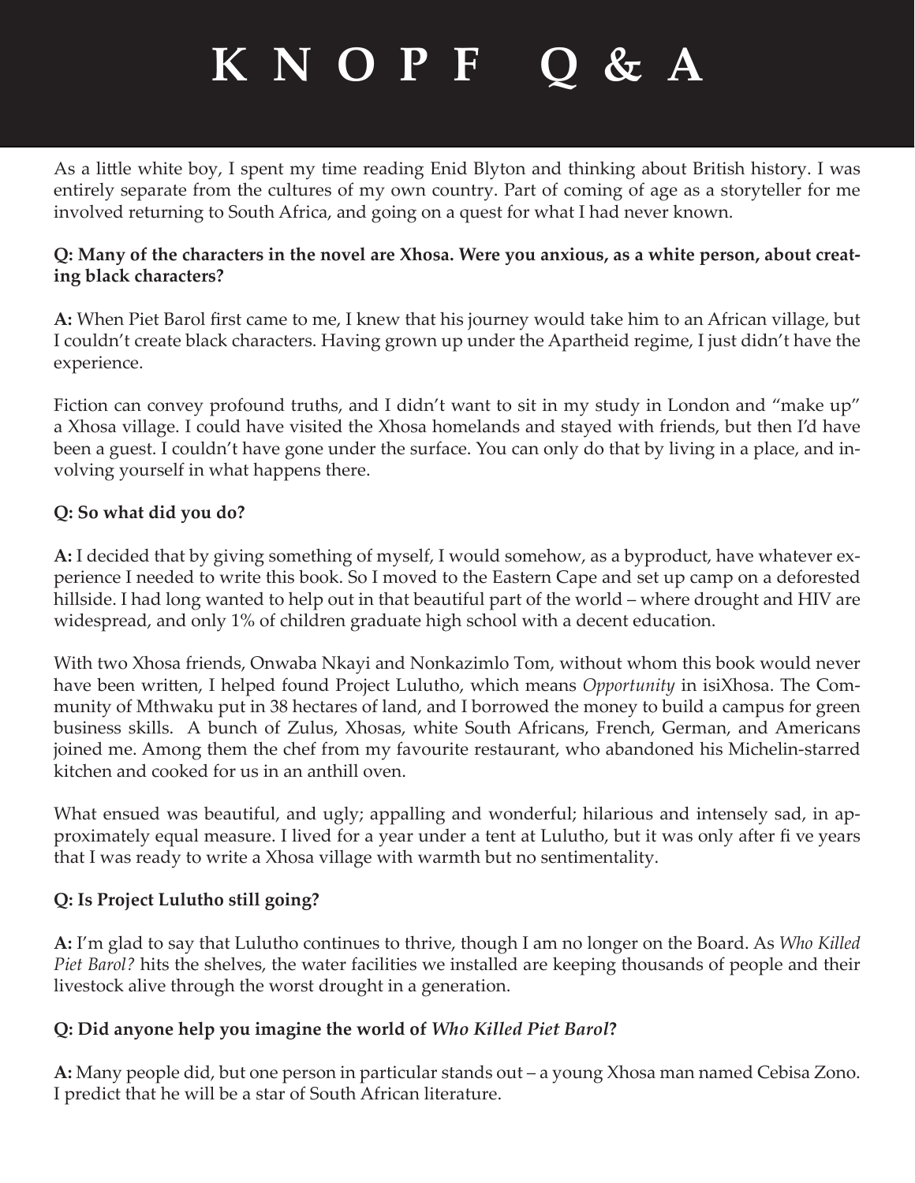# KNOPF Q&A

As a little white boy, I spent my time reading Enid Blyton and thinking about British history. I was entirely separate from the cultures of my own country. Part of coming of age as a storyteller for me involved returning to South Africa, and going on a quest for what I had never known.

**Q: Many of the characters in the novel are Xhosa. Were you anxious, as a white person, about creating black characters?**

**A:** When Piet Barol first came to me, I knew that his journey would take him to an African village, but I couldn't create black characters. Having grown up under the Apartheid regime, I just didn't have the experience.

Fiction can convey profound truths, and I didn't want to sit in my study in London and "make up" a Xhosa village. I could have visited the Xhosa homelands and stayed with friends, but then I'd have been a guest. I couldn't have gone under the surface. You can only do that by living in a place, and involving yourself in what happens there.

**Q: So what did you do?**

**A:** I decided that by giving something of myself, I would somehow, as a byproduct, have whatever experience I needed to write this book. So I moved to the Eastern Cape and set up camp on a deforested hillside. I had long wanted to help out in that beautiful part of the world – where drought and HIV are widespread, and only 1% of children graduate high school with a decent education.

With two Xhosa friends, Onwaba Nkayi and Nonkazimlo Tom, without whom this book would never have been written, I helped found Project Lulutho, which means *Opportunity* in isiXhosa. The Community of Mthwaku put in 38 hectares of land, and I borrowed the money to build a campus for green business skills. A bunch of Zulus, Xhosas, white South Africans, French, German, and Americans joined me. Among them the chef from my favourite restaurant, who abandoned his Michelin-starred kitchen and cooked for us in an anthill oven.

What ensued was beautiful, and ugly; appalling and wonderful; hilarious and intensely sad, in approximately equal measure. I lived for a year under a tent at Lulutho, but it was only after five years that I was ready to write a Xhosa village with warmth but no sentimentality.

**Q: Is Project Lulutho still going?**

**A:** I'm glad to say that Lulutho continues to thrive, though I am no longer on the Board. As *Who Killed Piet Barol?* hits the shelves, the water facilities we installed are keeping thousands of people and their livestock alive through the worst drought in a generation.

**Q: Did anyone help you imagine the world of *Who Killed Piet Barol*?**

**A:** Many people did, but one person in particular stands out – a young Xhosa man named Cebisa Zono. I predict that he will be a star of South African literature.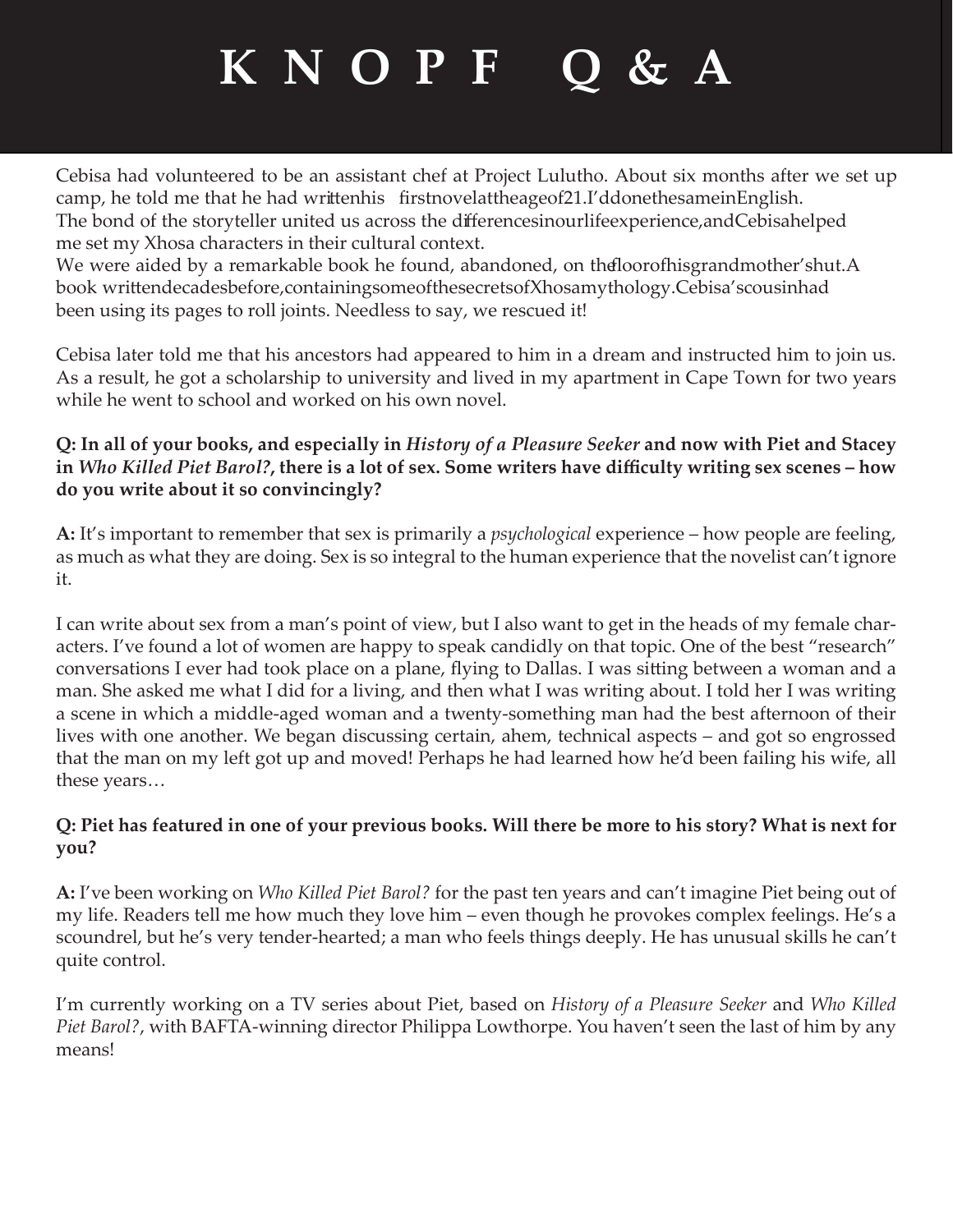// KNOPF Q & A

Cebisa had volunteered to be an assistant chef at Project Lulutho. About six months after we set up camp, he told me that he had written his first novel at the age of 21. I'd done the same in English. The bond of the storyteller united us across the differences in our life experience, and Cebisa helped me set my Xhosa characters in their cultural context.

We were aided by a remarkable book he found, abandoned, on the floor of his grandmother's hut. A book written decades before, containing some of the secrets of Xhosa mythology. Cebisa's cousin had been using its pages to roll joints. Needless to say, we rescued it!

Cebisa later told me that his ancestors had appeared to him in a dream and instructed him to join us. As a result, he got a scholarship to university and lived in my apartment in Cape Town for two years while he went to school and worked on his own novel.

**Q: In all of your books, and especially in *History of a Pleasure Seeker* and now with Piet and Stacey in *Who Killed Piet Barol?*, there is a lot of sex. Some writers have difficulty writing sex scenes – how do you write about it so convincingly?**

**A:** It's important to remember that sex is primarily a *psychological* experience – how people are feeling, as much as what they are doing. Sex is so integral to the human experience that the novelist can't ignore it.

I can write about sex from a man's point of view, but I also want to get in the heads of my female characters. I've found a lot of women are happy to speak candidly on that topic. One of the best "research" conversations I ever had took place on a plane, flying to Dallas. I was sitting between a woman and a man. She asked me what I did for a living, and then what I was writing about. I told her I was writing a scene in which a middle-aged woman and a twenty-something man had the best afternoon of their lives with one another. We began discussing certain, ahem, technical aspects – and got so engrossed that the man on my left got up and moved! Perhaps he had learned how he'd been failing his wife, all these years…

**Q: Piet has featured in one of your previous books. Will there be more to his story? What is next for you?**

**A:** I've been working on *Who Killed Piet Barol?* for the past ten years and can't imagine Piet being out of my life. Readers tell me how much they love him – even though he provokes complex feelings. He's a scoundrel, but he's very tender-hearted; a man who feels things deeply. He has unusual skills he can't quite control.

I'm currently working on a TV series about Piet, based on *History of a Pleasure Seeker* and *Who Killed Piet Barol?*, with BAFTA-winning director Philippa Lowthorpe. You haven't seen the last of him by any means!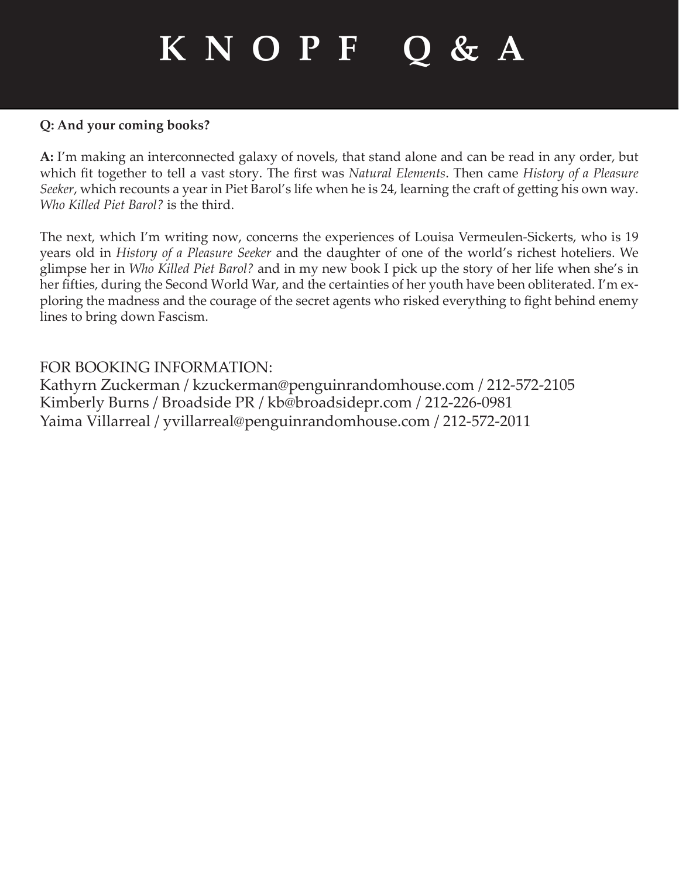# KNOPF Q&A

**Q: And your coming books?**

**A:** I'm making an interconnected galaxy of novels, that stand alone and can be read in any order, but which fit together to tell a vast story. The first was *Natural Elements*. Then came *History of a Pleasure Seeker*, which recounts a year in Piet Barol's life when he is 24, learning the craft of getting his own way. *Who Killed Piet Barol?* is the third.

The next, which I'm writing now, concerns the experiences of Louisa Vermeulen-Sickerts, who is 19 years old in *History of a Pleasure Seeker* and the daughter of one of the world's richest hoteliers. We glimpse her in *Who Killed Piet Barol?* and in my new book I pick up the story of her life when she's in her fifties, during the Second World War, and the certainties of her youth have been obliterated. I'm exploring the madness and the courage of the secret agents who risked everything to fight behind enemy lines to bring down Fascism.

FOR BOOKING INFORMATION:
Kathyrn Zuckerman / kzuckerman@penguinrandomhouse.com / 212-572-2105
Kimberly Burns / Broadside PR / kb@broadsidepr.com / 212-226-0981
Yaima Villarreal / yvillarreal@penguinrandomhouse.com / 212-572-2011